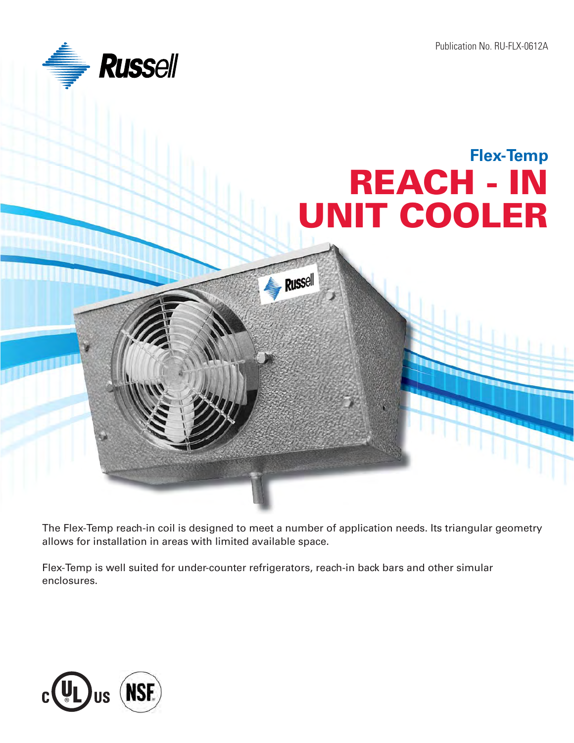Publication No. RU-FLX-0612A

Russell

## Flex-Temp

# REACH - IN UNIT COOLER

The Flex-Temp reach-in coil is designed to meet a number of application needs. Its triangular geometry allows for installation in areas with limited available space.

Flex-Temp is well suited for under-counter refrigerators, reach-in back bars and other simular enclosures.

c UL us NSF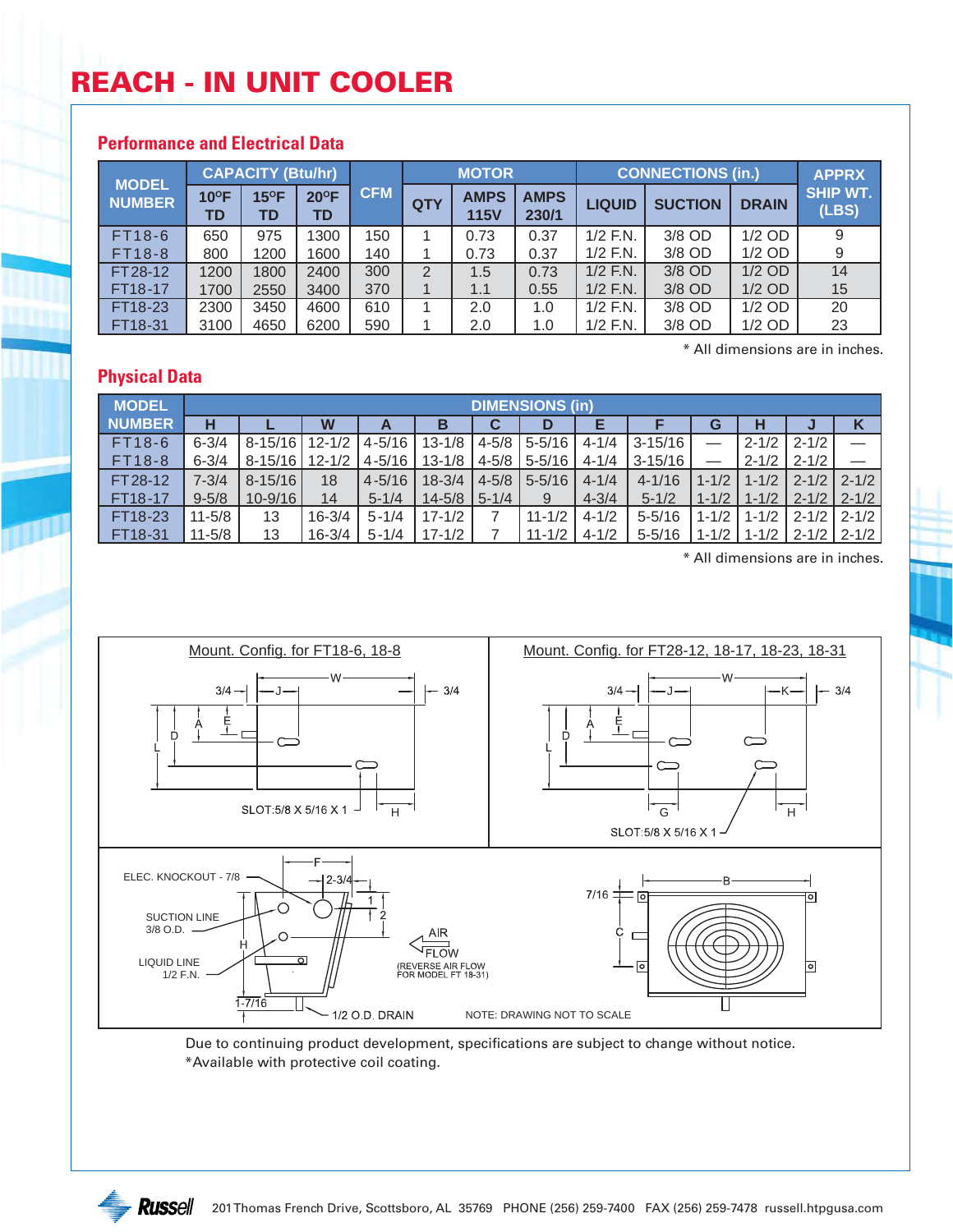# REACH - IN UNIT COOLER

## Performance and Electrical Data

| MODEL NUMBER | CAPACITY (Btu/hr) | | | CFM | MOTOR | | | CONNECTIONS (in.) | | | APPRX SHIP WT. (LBS) |
|---|---|---|---|---|---|---|---|---|---|---|---|
| | 10ºF TD | 15ºF TD | 20ºF TD | | QTY | AMPS 115V | AMPS 230/1 | LIQUID | SUCTION | DRAIN | |
| FT18-6 | 650 | 975 | 1300 | 150 | 1 | 0.73 | 0.37 | 1/2 F.N. | 3/8 OD | 1/2 OD | 9 |
| FT18-8 | 800 | 1200 | 1600 | 140 | 1 | 0.73 | 0.37 | 1/2 F.N. | 3/8 OD | 1/2 OD | 9 |
| FT28-12 | 1200 | 1800 | 2400 | 300 | 2 | 1.5 | 0.73 | 1/2 F.N. | 3/8 OD | 1/2 OD | 14 |
| FT18-17 | 1700 | 2550 | 3400 | 370 | 1 | 1.1 | 0.55 | 1/2 F.N. | 3/8 OD | 1/2 OD | 15 |
| FT18-23 | 2300 | 3450 | 4600 | 610 | 1 | 2.0 | 1.0 | 1/2 F.N. | 3/8 OD | 1/2 OD | 20 |
| FT18-31 | 3100 | 4650 | 6200 | 590 | 1 | 2.0 | 1.0 | 1/2 F.N. | 3/8 OD | 1/2 OD | 23 |

* All dimensions are in inches.

## Physical Data

| MODEL NUMBER | DIMENSIONS (in) | | | | | | | | | | | |
|---|---|---|---|---|---|---|---|---|---|---|---|---|
| | H | L | W | A | B | C | D | E | F | G | H | J | K |
| FT18-6 | 6-3/4 | 8-15/16 | 12-1/2 | 4-5/16 | 13-1/8 | 4-5/8 | 5-5/16 | 4-1/4 | 3-15/16 | — | 2-1/2 | 2-1/2 | — |
| FT18-8 | 6-3/4 | 8-15/16 | 12-1/2 | 4-5/16 | 13-1/8 | 4-5/8 | 5-5/16 | 4-1/4 | 3-15/16 | — | 2-1/2 | 2-1/2 | — |
| FT28-12 | 7-3/4 | 8-15/16 | 18 | 4-5/16 | 18-3/4 | 4-5/8 | 5-5/16 | 4-1/4 | 4-1/16 | 1-1/2 | 1-1/2 | 2-1/2 | 2-1/2 |
| FT18-17 | 9-5/8 | 10-9/16 | 14 | 5-1/4 | 14-5/8 | 5-1/4 | 9 | 4-3/4 | 5-1/2 | 1-1/2 | 1-1/2 | 2-1/2 | 2-1/2 |
| FT18-23 | 11-5/8 | 13 | 16-3/4 | 5-1/4 | 17-1/2 | 7 | 11-1/2 | 4-1/2 | 5-5/16 | 1-1/2 | 1-1/2 | 2-1/2 | 2-1/2 |
| FT18-31 | 11-5/8 | 13 | 16-3/4 | 5-1/4 | 17-1/2 | 7 | 11-1/2 | 4-1/2 | 5-5/16 | 1-1/2 | 1-1/2 | 2-1/2 | 2-1/2 |

* All dimensions are in inches.

Mount. Config. for FT18-6, 18-8

3/4
J
W
3/4
A
E
D
L
SLOT:5/8 X 5/16 X 1
H

Mount. Config. for FT28-12, 18-17, 18-23, 18-31

3/4
J
W
K
3/4
A
E
D
L
G
H
SLOT:5/8 X 5/16 X 1

ELEC. KNOCKOUT - 7/8
F
2-3/4
1
2
SUCTION LINE 3/8 O.D.
H
LIQUID LINE 1/2 F.N.
1-7/16
1/2 O.D. DRAIN
AIR FLOW
(REVERSE AIR FLOW FOR MODEL FT 18-31)

7/16
B
C

NOTE: DRAWING NOT TO SCALE

Due to continuing product development, specifications are subject to change without notice.
*Available with protective coil coating.

Russell 201 Thomas French Drive, Scottsboro, AL 35769 PHONE (256) 259-7400 FAX (256) 259-7478 russell.htpgusa.com